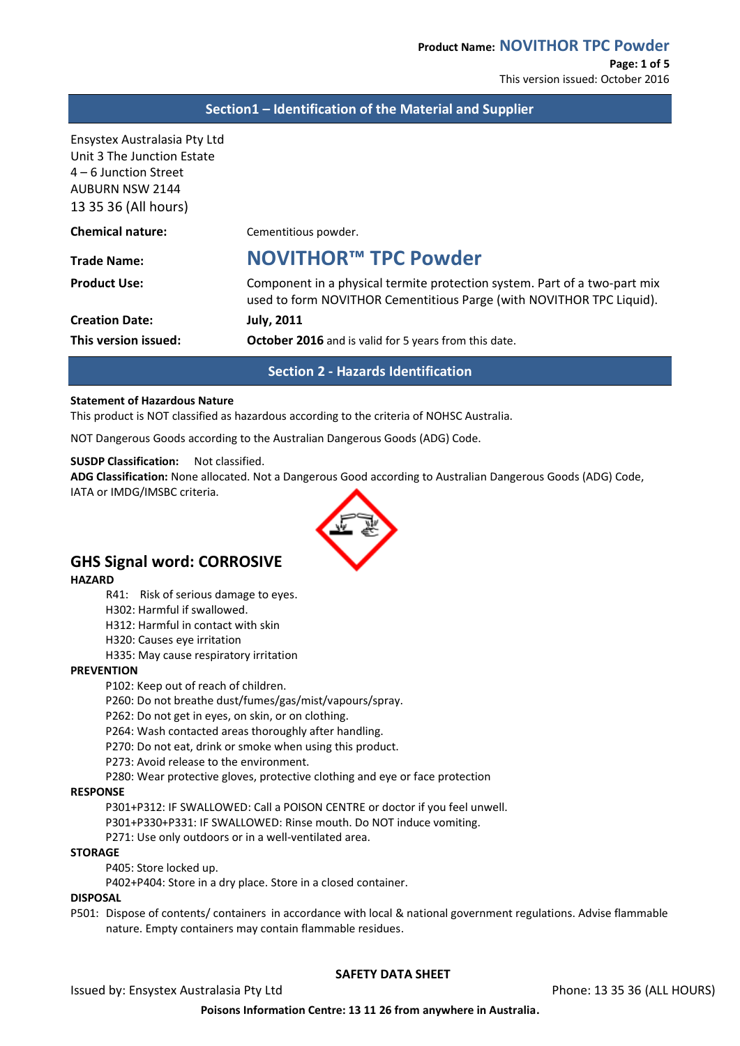## Section1 – Identification of the Material and Supplier

Ensystex Australasia Pty Ltd
Unit 3 The Junction Estate
4 – 6 Junction Street
AUBURN NSW 2144
13 35 36 (All hours)

**Chemical nature:** Cementitious powder.

**Trade Name:** **NOVITHOR™ TPC Powder**

**Product Use:** Component in a physical termite protection system. Part of a two-part mix used to form NOVITHOR Cementitious Parge (with NOVITHOR TPC Liquid).

**Creation Date:** **July, 2011**

**This version issued:** **October 2016** and is valid for 5 years from this date.

## Section 2 - Hazards Identification

**Statement of Hazardous Nature**
This product is NOT classified as hazardous according to the criteria of NOHSC Australia.

NOT Dangerous Goods according to the Australian Dangerous Goods (ADG) Code.

**SUSDP Classification:** Not classified.
**ADG Classification:** None allocated. Not a Dangerous Good according to Australian Dangerous Goods (ADG) Code, IATA or IMDG/IMSBC criteria.

### GHS Signal word: CORROSIVE

**HAZARD**

- R41: Risk of serious damage to eyes.
- H302: Harmful if swallowed.
- H312: Harmful in contact with skin
- H320: Causes eye irritation
- H335: May cause respiratory irritation

**PREVENTION**

- P102: Keep out of reach of children.
- P260: Do not breathe dust/fumes/gas/mist/vapours/spray.
- P262: Do not get in eyes, on skin, or on clothing.
- P264: Wash contacted areas thoroughly after handling.
- P270: Do not eat, drink or smoke when using this product.
- P273: Avoid release to the environment.
- P280: Wear protective gloves, protective clothing and eye or face protection

**RESPONSE**

- P301+P312: IF SWALLOWED: Call a POISON CENTRE or doctor if you feel unwell.
- P301+P330+P331: IF SWALLOWED: Rinse mouth. Do NOT induce vomiting.
- P271: Use only outdoors or in a well-ventilated area.

**STORAGE**

- P405: Store locked up.
- P402+P404: Store in a dry place. Store in a closed container.

**DISPOSAL**

P501: Dispose of contents/ containers in accordance with local & national government regulations. Advise flammable nature. Empty containers may contain flammable residues.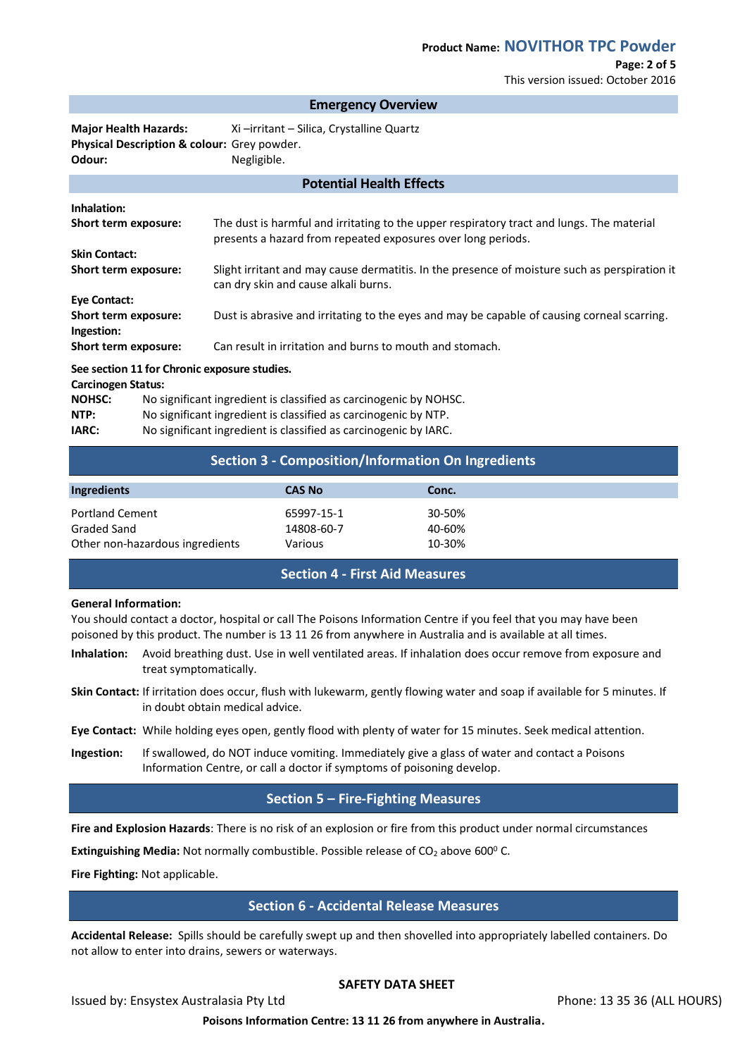## Emergency Overview

**Major Health Hazards:** Xi –irritant – Silica, Crystalline Quartz
**Physical Description & colour:** Grey powder.
**Odour:** Negligible.

## Potential Health Effects

**Inhalation:**
**Short term exposure:** The dust is harmful and irritating to the upper respiratory tract and lungs. The material presents a hazard from repeated exposures over long periods.

**Skin Contact:**
**Short term exposure:** Slight irritant and may cause dermatitis. In the presence of moisture such as perspiration it can dry skin and cause alkali burns.

**Eye Contact:**
**Short term exposure:** Dust is abrasive and irritating to the eyes and may be capable of causing corneal scarring.

**Ingestion:**
**Short term exposure:** Can result in irritation and burns to mouth and stomach.

**See section 11 for Chronic exposure studies.**

**Carcinogen Status:**
**NOHSC:** No significant ingredient is classified as carcinogenic by NOHSC.
**NTP:** No significant ingredient is classified as carcinogenic by NTP.
**IARC:** No significant ingredient is classified as carcinogenic by IARC.

## Section 3 - Composition/Information On Ingredients

| Ingredients | CAS No | Conc. |
| --- | --- | --- |
| Portland Cement | 65997-15-1 | 30-50% |
| Graded Sand | 14808-60-7 | 40-60% |
| Other non-hazardous ingredients | Various | 10-30% |

## Section 4 - First Aid Measures

**General Information:**
You should contact a doctor, hospital or call The Poisons Information Centre if you feel that you may have been poisoned by this product. The number is 13 11 26 from anywhere in Australia and is available at all times.

**Inhalation:** Avoid breathing dust. Use in well ventilated areas. If inhalation does occur remove from exposure and treat symptomatically.

**Skin Contact:** If irritation does occur, flush with lukewarm, gently flowing water and soap if available for 5 minutes. If in doubt obtain medical advice.

**Eye Contact:** While holding eyes open, gently flood with plenty of water for 15 minutes. Seek medical attention.

**Ingestion:** If swallowed, do NOT induce vomiting. Immediately give a glass of water and contact a Poisons Information Centre, or call a doctor if symptoms of poisoning develop.

## Section 5 – Fire-Fighting Measures

**Fire and Explosion Hazards**: There is no risk of an explosion or fire from this product under normal circumstances

**Extinguishing Media:** Not normally combustible. Possible release of $CO_2$ above $600^0$ C.

**Fire Fighting:** Not applicable.

## Section 6 - Accidental Release Measures

**Accidental Release:** Spills should be carefully swept up and then shovelled into appropriately labelled containers. Do not allow to enter into drains, sewers or waterways.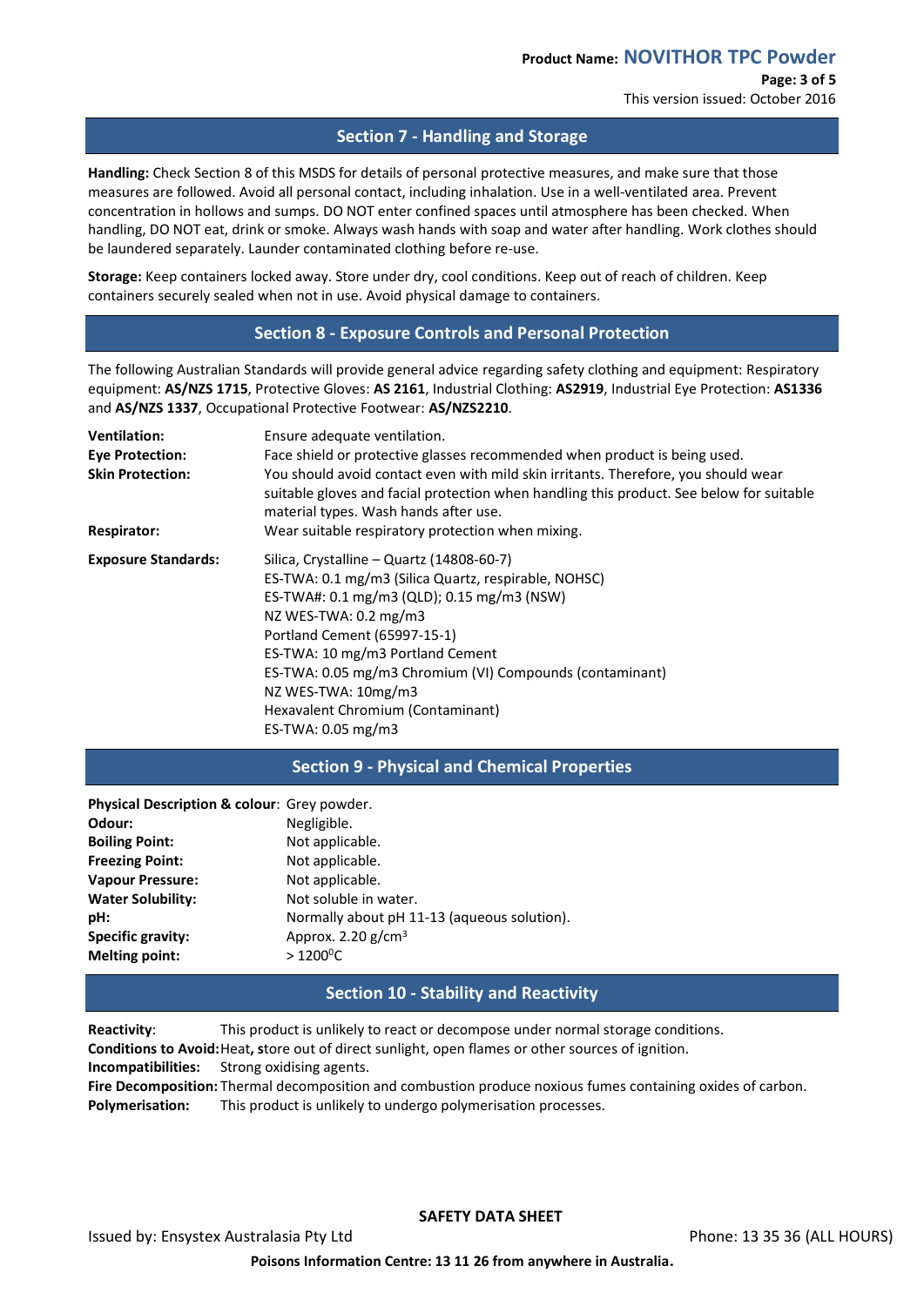## Section 7 - Handling and Storage

**Handling:** Check Section 8 of this MSDS for details of personal protective measures, and make sure that those measures are followed. Avoid all personal contact, including inhalation. Use in a well-ventilated area. Prevent concentration in hollows and sumps. DO NOT enter confined spaces until atmosphere has been checked. When handling, DO NOT eat, drink or smoke. Always wash hands with soap and water after handling. Work clothes should be laundered separately. Launder contaminated clothing before re-use.

**Storage:** Keep containers locked away. Store under dry, cool conditions. Keep out of reach of children. Keep containers securely sealed when not in use. Avoid physical damage to containers.

## Section 8 - Exposure Controls and Personal Protection

The following Australian Standards will provide general advice regarding safety clothing and equipment: Respiratory equipment: **AS/NZS 1715**, Protective Gloves: **AS 2161**, Industrial Clothing: **AS2919**, Industrial Eye Protection: **AS1336** and **AS/NZS 1337**, Occupational Protective Footwear: **AS/NZS2210**.

**Ventilation:** Ensure adequate ventilation.

**Eye Protection:** Face shield or protective glasses recommended when product is being used.

**Skin Protection:** You should avoid contact even with mild skin irritants. Therefore, you should wear suitable gloves and facial protection when handling this product. See below for suitable material types. Wash hands after use.

**Respirator:** Wear suitable respiratory protection when mixing.

**Exposure Standards:**
Silica, Crystalline – Quartz (14808-60-7)
ES-TWA: 0.1 mg/m3 (Silica Quartz, respirable, NOHSC)
ES-TWA#: 0.1 mg/m3 (QLD); 0.15 mg/m3 (NSW)
NZ WES-TWA: 0.2 mg/m3
Portland Cement (65997-15-1)
ES-TWA: 10 mg/m3 Portland Cement
ES-TWA: 0.05 mg/m3 Chromium (VI) Compounds (contaminant)
NZ WES-TWA: 10mg/m3
Hexavalent Chromium (Contaminant)
ES-TWA: 0.05 mg/m3

## Section 9 - Physical and Chemical Properties

**Physical Description & colour**: Grey powder.
**Odour:** Negligible.
**Boiling Point:** Not applicable.
**Freezing Point:** Not applicable.
**Vapour Pressure:** Not applicable.
**Water Solubility:** Not soluble in water.
**pH:** Normally about pH 11-13 (aqueous solution).
**Specific gravity:** Approx. 2.20 g/cm$^3$
**Melting point:** > 1200$^0$C

## Section 10 - Stability and Reactivity

**Reactivity**: This product is unlikely to react or decompose under normal storage conditions.
**Conditions to Avoid:** Heat**, s**tore out of direct sunlight, open flames or other sources of ignition.
**Incompatibilities:** Strong oxidising agents.
**Fire Decomposition:** Thermal decomposition and combustion produce noxious fumes containing oxides of carbon.
**Polymerisation:** This product is unlikely to undergo polymerisation processes.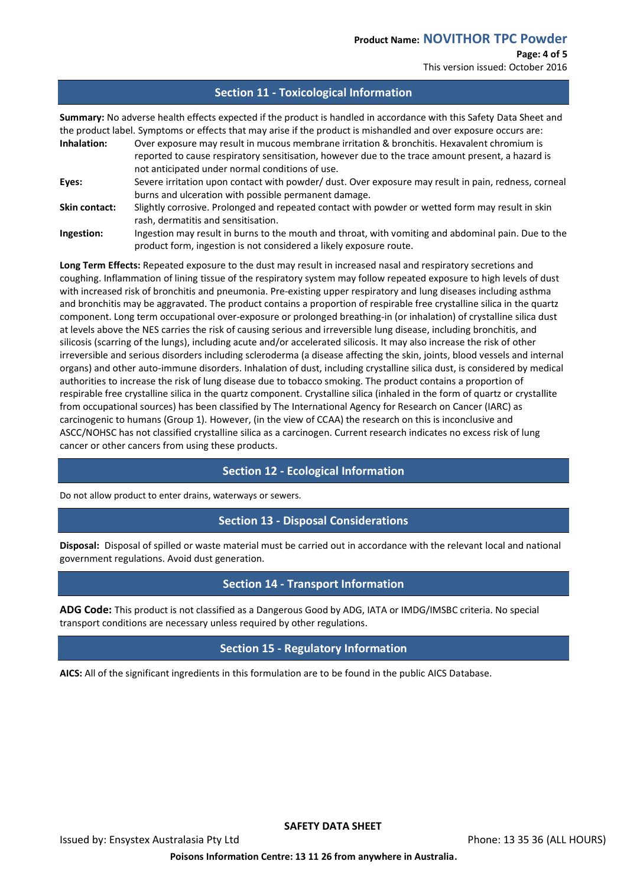## Section 11 - Toxicological Information

**Summary:** No adverse health effects expected if the product is handled in accordance with this Safety Data Sheet and the product label. Symptoms or effects that may arise if the product is mishandled and over exposure occurs are:

**Inhalation:** Over exposure may result in mucous membrane irritation & bronchitis. Hexavalent chromium is reported to cause respiratory sensitisation, however due to the trace amount present, a hazard is not anticipated under normal conditions of use.

**Eyes:** Severe irritation upon contact with powder/ dust. Over exposure may result in pain, redness, corneal burns and ulceration with possible permanent damage.

**Skin contact:** Slightly corrosive. Prolonged and repeated contact with powder or wetted form may result in skin rash, dermatitis and sensitisation.

**Ingestion:** Ingestion may result in burns to the mouth and throat, with vomiting and abdominal pain. Due to the product form, ingestion is not considered a likely exposure route.

**Long Term Effects:** Repeated exposure to the dust may result in increased nasal and respiratory secretions and coughing. Inflammation of lining tissue of the respiratory system may follow repeated exposure to high levels of dust with increased risk of bronchitis and pneumonia. Pre-existing upper respiratory and lung diseases including asthma and bronchitis may be aggravated. The product contains a proportion of respirable free crystalline silica in the quartz component. Long term occupational over-exposure or prolonged breathing-in (or inhalation) of crystalline silica dust at levels above the NES carries the risk of causing serious and irreversible lung disease, including bronchitis, and silicosis (scarring of the lungs), including acute and/or accelerated silicosis. It may also increase the risk of other irreversible and serious disorders including scleroderma (a disease affecting the skin, joints, blood vessels and internal organs) and other auto-immune disorders. Inhalation of dust, including crystalline silica dust, is considered by medical authorities to increase the risk of lung disease due to tobacco smoking. The product contains a proportion of respirable free crystalline silica in the quartz component. Crystalline silica (inhaled in the form of quartz or crystallite from occupational sources) has been classified by The International Agency for Research on Cancer (IARC) as carcinogenic to humans (Group 1). However, (in the view of CCAA) the research on this is inconclusive and ASCC/NOHSC has not classified crystalline silica as a carcinogen. Current research indicates no excess risk of lung cancer or other cancers from using these products.

## Section 12 - Ecological Information

Do not allow product to enter drains, waterways or sewers.

## Section 13 - Disposal Considerations

**Disposal:** Disposal of spilled or waste material must be carried out in accordance with the relevant local and national government regulations. Avoid dust generation.

## Section 14 - Transport Information

**ADG Code:** This product is not classified as a Dangerous Good by ADG, IATA or IMDG/IMSBC criteria. No special transport conditions are necessary unless required by other regulations.

## Section 15 - Regulatory Information

**AICS:** All of the significant ingredients in this formulation are to be found in the public AICS Database.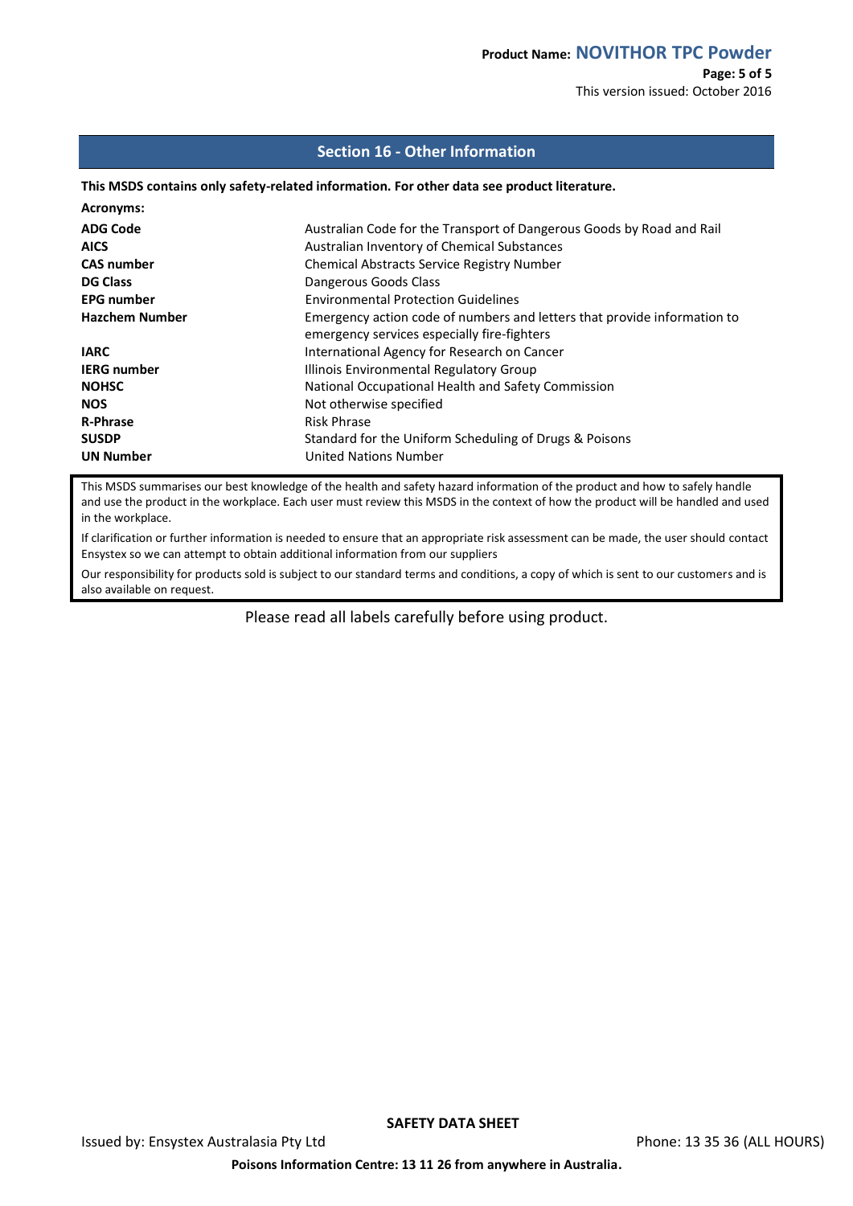## Section 16 - Other Information

**This MSDS contains only safety-related information. For other data see product literature.**

**Acronyms:**

| | |
|---|---|
| **ADG Code** | Australian Code for the Transport of Dangerous Goods by Road and Rail |
| **AICS** | Australian Inventory of Chemical Substances |
| **CAS number** | Chemical Abstracts Service Registry Number |
| **DG Class** | Dangerous Goods Class |
| **EPG number** | Environmental Protection Guidelines |
| **Hazchem Number** | Emergency action code of numbers and letters that provide information to emergency services especially fire-fighters |
| **IARC** | International Agency for Research on Cancer |
| **IERG number** | Illinois Environmental Regulatory Group |
| **NOHSC** | National Occupational Health and Safety Commission |
| **NOS** | Not otherwise specified |
| **R-Phrase** | Risk Phrase |
| **SUSDP** | Standard for the Uniform Scheduling of Drugs & Poisons |
| **UN Number** | United Nations Number |

This MSDS summarises our best knowledge of the health and safety hazard information of the product and how to safely handle and use the product in the workplace. Each user must review this MSDS in the context of how the product will be handled and used in the workplace.

If clarification or further information is needed to ensure that an appropriate risk assessment can be made, the user should contact Ensystex so we can attempt to obtain additional information from our suppliers

Our responsibility for products sold is subject to our standard terms and conditions, a copy of which is sent to our customers and is also available on request.

Please read all labels carefully before using product.